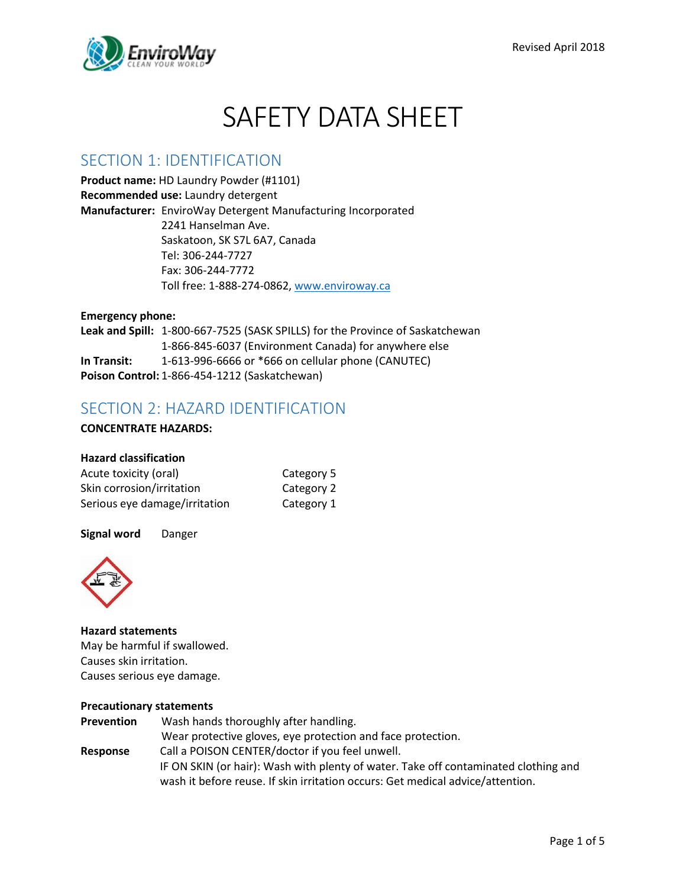# SAFETY DATA SHEET

## SECTION 1: IDENTIFICATION

**Product name:** HD Laundry Powder (#1101)
**Recommended use:** Laundry detergent
**Manufacturer:** EnviroWay Detergent Manufacturing Incorporated
2241 Hanselman Ave.
Saskatoon, SK S7L 6A7, Canada
Tel: 306-244-7727
Fax: 306-244-7772
Toll free: 1-888-274-0862, www.enviroway.ca

**Emergency phone:**
**Leak and Spill:** 1-800-667-7525 (SASK SPILLS) for the Province of Saskatchewan
1-866-845-6037 (Environment Canada) for anywhere else
**In Transit:** 1-613-996-6666 or *666 on cellular phone (CANUTEC)
**Poison Control:** 1-866-454-1212 (Saskatchewan)

## SECTION 2: HAZARD IDENTIFICATION

**CONCENTRATE HAZARDS:**

**Hazard classification**

| | |
|---|---|
| Acute toxicity (oral) | Category 5 |
| Skin corrosion/irritation | Category 2 |
| Serious eye damage/irritation | Category 1 |

**Signal word** Danger

**Hazard statements**
May be harmful if swallowed.
Causes skin irritation.
Causes serious eye damage.

**Precautionary statements**

**Prevention** Wash hands thoroughly after handling.
Wear protective gloves, eye protection and face protection.

**Response** Call a POISON CENTER/doctor if you feel unwell.
IF ON SKIN (or hair): Wash with plenty of water. Take off contaminated clothing and wash it before reuse. If skin irritation occurs: Get medical advice/attention.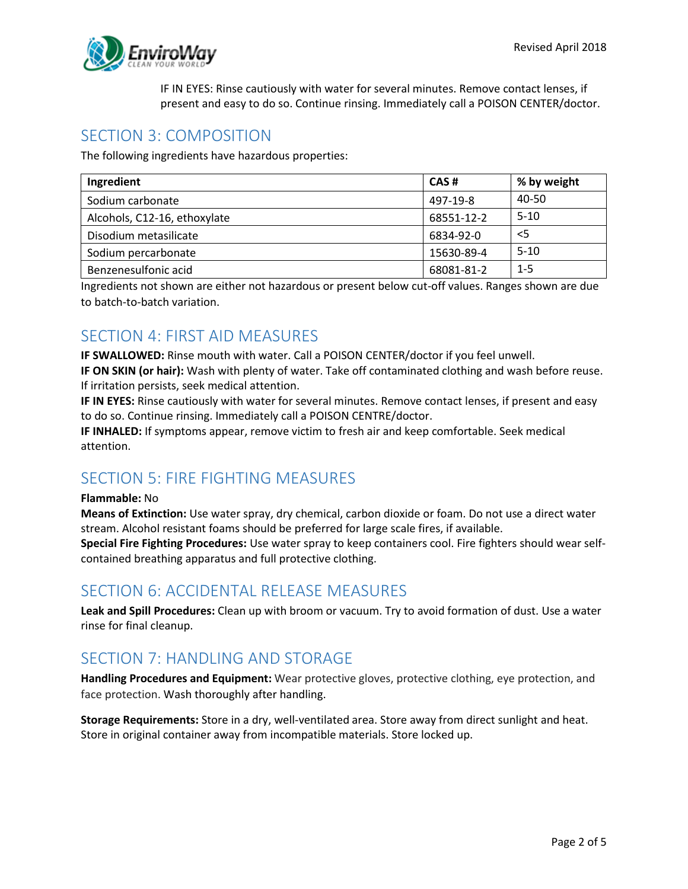IF IN EYES: Rinse cautiously with water for several minutes. Remove contact lenses, if present and easy to do so. Continue rinsing. Immediately call a POISON CENTER/doctor.

## SECTION 3: COMPOSITION

The following ingredients have hazardous properties:

| Ingredient | CAS # | % by weight |
|---|---|---|
| Sodium carbonate | 497-19-8 | 40-50 |
| Alcohols, C12-16, ethoxylate | 68551-12-2 | 5-10 |
| Disodium metasilicate | 6834-92-0 | <5 |
| Sodium percarbonate | 15630-89-4 | 5-10 |
| Benzenesulfonic acid | 68081-81-2 | 1-5 |

Ingredients not shown are either not hazardous or present below cut-off values. Ranges shown are due to batch-to-batch variation.

## SECTION 4: FIRST AID MEASURES

**IF SWALLOWED:** Rinse mouth with water. Call a POISON CENTER/doctor if you feel unwell.
**IF ON SKIN (or hair):** Wash with plenty of water. Take off contaminated clothing and wash before reuse. If irritation persists, seek medical attention.
**IF IN EYES:** Rinse cautiously with water for several minutes. Remove contact lenses, if present and easy to do so. Continue rinsing. Immediately call a POISON CENTRE/doctor.
**IF INHALED:** If symptoms appear, remove victim to fresh air and keep comfortable. Seek medical attention.

## SECTION 5: FIRE FIGHTING MEASURES

**Flammable:** No
**Means of Extinction:** Use water spray, dry chemical, carbon dioxide or foam. Do not use a direct water stream. Alcohol resistant foams should be preferred for large scale fires, if available.
**Special Fire Fighting Procedures:** Use water spray to keep containers cool. Fire fighters should wear self-contained breathing apparatus and full protective clothing.

## SECTION 6: ACCIDENTAL RELEASE MEASURES

**Leak and Spill Procedures:** Clean up with broom or vacuum. Try to avoid formation of dust. Use a water rinse for final cleanup.

## SECTION 7: HANDLING AND STORAGE

**Handling Procedures and Equipment:** Wear protective gloves, protective clothing, eye protection, and face protection. Wash thoroughly after handling.

**Storage Requirements:** Store in a dry, well-ventilated area. Store away from direct sunlight and heat. Store in original container away from incompatible materials. Store locked up.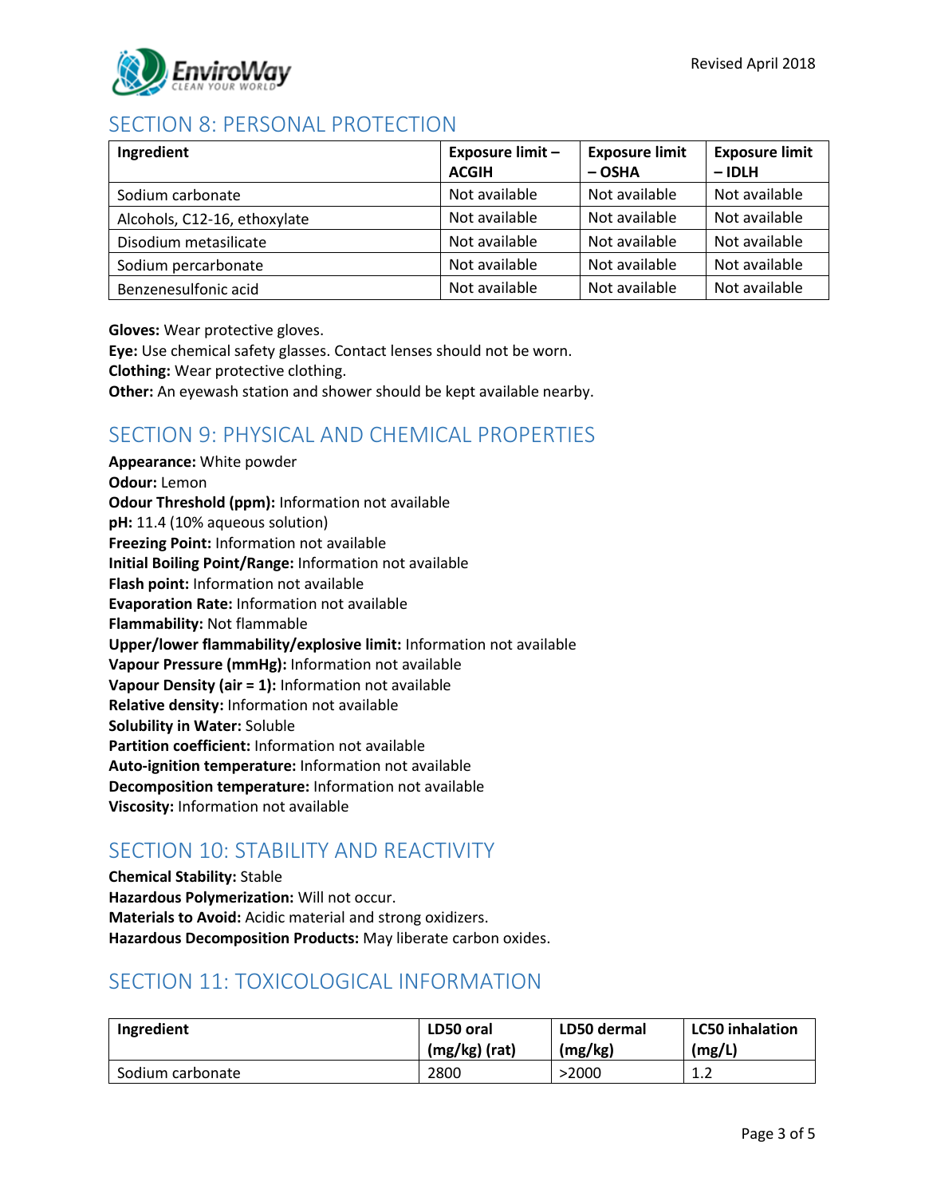## SECTION 8: PERSONAL PROTECTION

| Ingredient | Exposure limit – ACGIH | Exposure limit – OSHA | Exposure limit – IDLH |
|---|---|---|---|
| Sodium carbonate | Not available | Not available | Not available |
| Alcohols, C12-16, ethoxylate | Not available | Not available | Not available |
| Disodium metasilicate | Not available | Not available | Not available |
| Sodium percarbonate | Not available | Not available | Not available |
| Benzenesulfonic acid | Not available | Not available | Not available |

**Gloves:** Wear protective gloves.
**Eye:** Use chemical safety glasses. Contact lenses should not be worn.
**Clothing:** Wear protective clothing.
**Other:** An eyewash station and shower should be kept available nearby.

## SECTION 9: PHYSICAL AND CHEMICAL PROPERTIES

**Appearance:** White powder
**Odour:** Lemon
**Odour Threshold (ppm):** Information not available
**pH:** 11.4 (10% aqueous solution)
**Freezing Point:** Information not available
**Initial Boiling Point/Range:** Information not available
**Flash point:** Information not available
**Evaporation Rate:** Information not available
**Flammability:** Not flammable
**Upper/lower flammability/explosive limit:** Information not available
**Vapour Pressure (mmHg):** Information not available
**Vapour Density (air = 1):** Information not available
**Relative density:** Information not available
**Solubility in Water:** Soluble
**Partition coefficient:** Information not available
**Auto-ignition temperature:** Information not available
**Decomposition temperature:** Information not available
**Viscosity:** Information not available

## SECTION 10: STABILITY AND REACTIVITY

**Chemical Stability:** Stable
**Hazardous Polymerization:** Will not occur.
**Materials to Avoid:** Acidic material and strong oxidizers.
**Hazardous Decomposition Products:** May liberate carbon oxides.

## SECTION 11: TOXICOLOGICAL INFORMATION

| Ingredient | LD50 oral (mg/kg) (rat) | LD50 dermal (mg/kg) | LC50 inhalation (mg/L) |
|---|---|---|---|
| Sodium carbonate | 2800 | >2000 | 1.2 |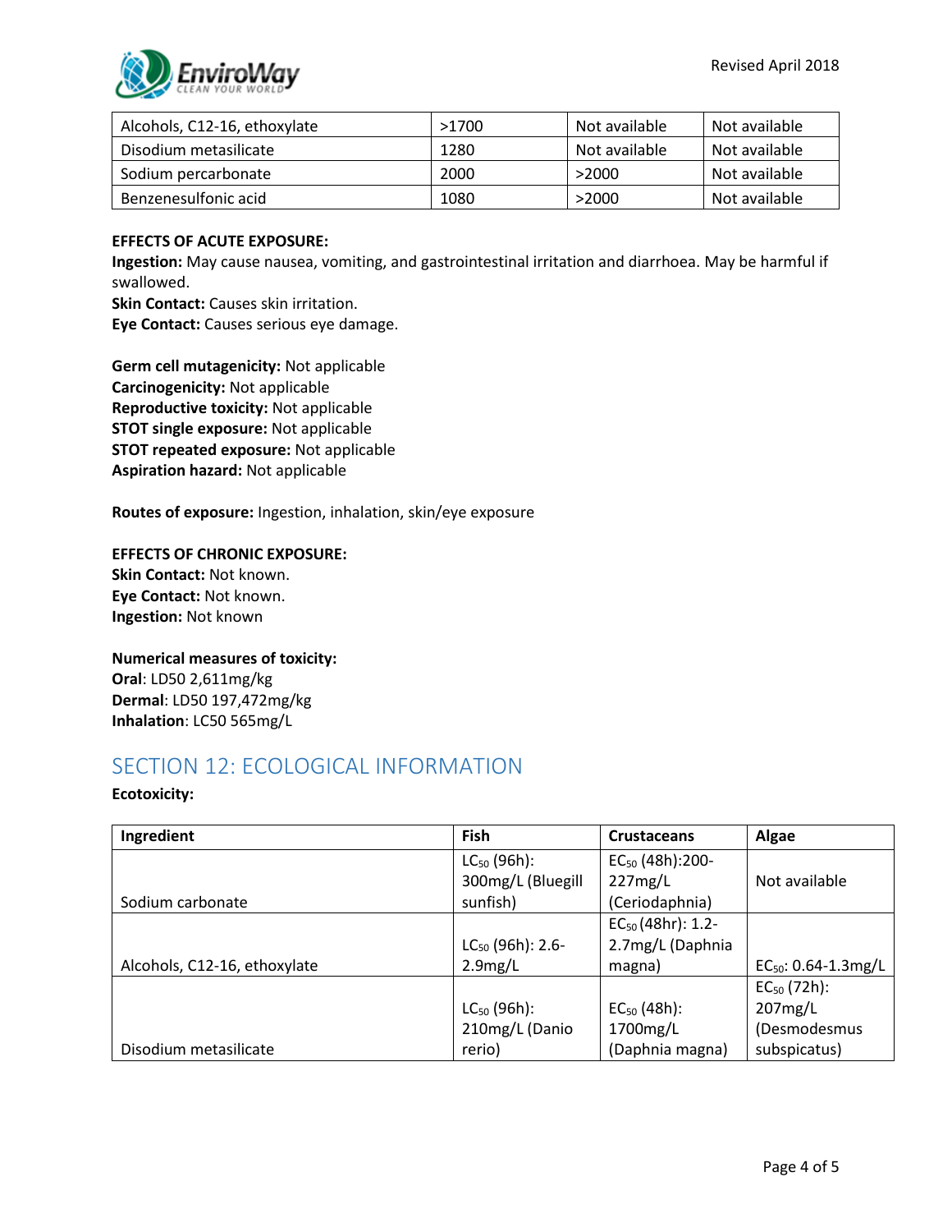| Alcohols, C12-16, ethoxylate | >1700 | Not available | Not available |
|---|---|---|---|
| Disodium metasilicate | 1280 | Not available | Not available |
| Sodium percarbonate | 2000 | >2000 | Not available |
| Benzenesulfonic acid | 1080 | >2000 | Not available |

**EFFECTS OF ACUTE EXPOSURE:**

**Ingestion:** May cause nausea, vomiting, and gastrointestinal irritation and diarrhoea. May be harmful if swallowed.

**Skin Contact:** Causes skin irritation.

**Eye Contact:** Causes serious eye damage.

**Germ cell mutagenicity:** Not applicable

**Carcinogenicity:** Not applicable

**Reproductive toxicity:** Not applicable

**STOT single exposure:** Not applicable

**STOT repeated exposure:** Not applicable

**Aspiration hazard:** Not applicable

**Routes of exposure:** Ingestion, inhalation, skin/eye exposure

**EFFECTS OF CHRONIC EXPOSURE:**

**Skin Contact:** Not known.

**Eye Contact:** Not known.

**Ingestion:** Not known

**Numerical measures of toxicity:**

**Oral**: LD50 2,611mg/kg

**Dermal**: LD50 197,472mg/kg

**Inhalation**: LC50 565mg/L

## SECTION 12: ECOLOGICAL INFORMATION

**Ecotoxicity:**

| Ingredient | Fish | Crustaceans | Algae |
|---|---|---|---|
| Sodium carbonate | $LC_{50}$ (96h): 300mg/L (Bluegill sunfish) | $EC_{50}$ (48h):200-227mg/L (Ceriodaphnia) | Not available |
| Alcohols, C12-16, ethoxylate | $LC_{50}$ (96h): 2.6-2.9mg/L | $EC_{50}$ (48hr): 1.2-2.7mg/L (Daphnia magna) | $EC_{50}$: 0.64-1.3mg/L |
| Disodium metasilicate | $LC_{50}$ (96h): 210mg/L (Danio rerio) | $EC_{50}$ (48h): 1700mg/L (Daphnia magna) | $EC_{50}$ (72h): 207mg/L (Desmodesmus subspicatus) |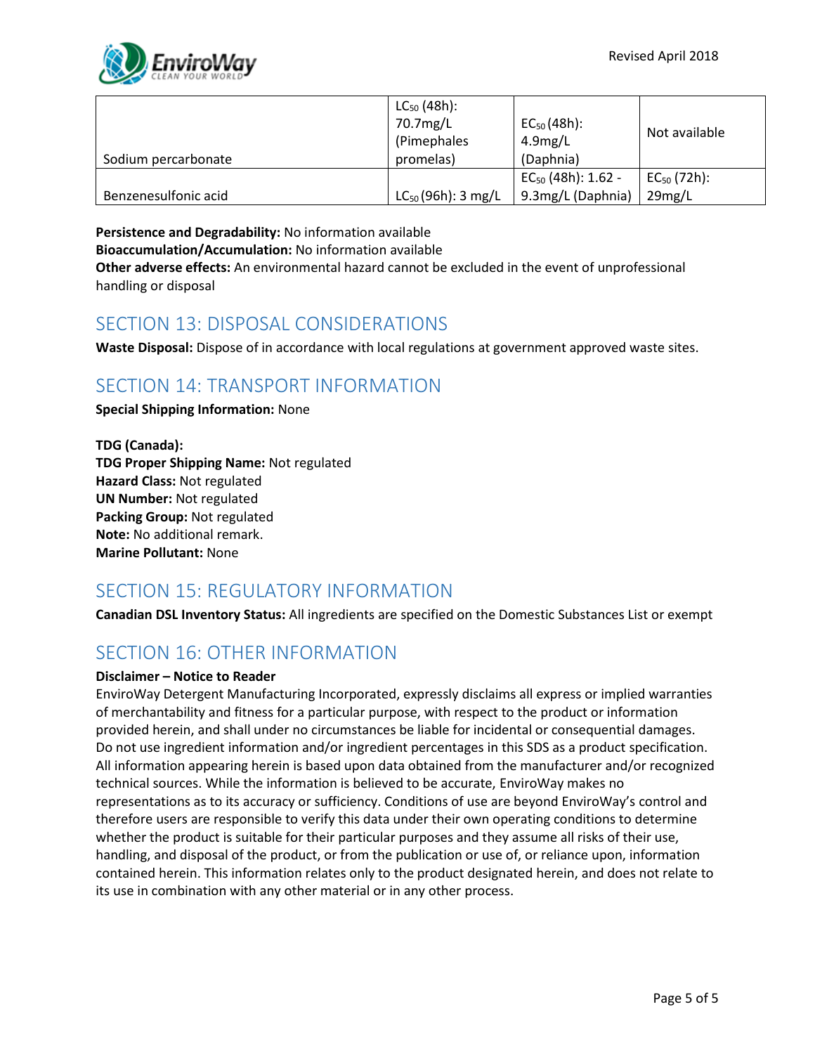| | | | |
|---|---|---|---|
| Sodium percarbonate | $LC_{50}$ (48h): 70.7mg/L (Pimephales promelas) | $EC_{50}$ (48h): 4.9mg/L (Daphnia) | Not available |
| Benzenesulfonic acid | $LC_{50}$ (96h): 3 mg/L | $EC_{50}$ (48h): 1.62 - 9.3mg/L (Daphnia) | $EC_{50}$ (72h): 29mg/L |

**Persistence and Degradability:** No information available
**Bioaccumulation/Accumulation:** No information available
**Other adverse effects:** An environmental hazard cannot be excluded in the event of unprofessional handling or disposal

## SECTION 13: DISPOSAL CONSIDERATIONS

**Waste Disposal:** Dispose of in accordance with local regulations at government approved waste sites.

## SECTION 14: TRANSPORT INFORMATION

**Special Shipping Information:** None

**TDG (Canada):**
**TDG Proper Shipping Name:** Not regulated
**Hazard Class:** Not regulated
**UN Number:** Not regulated
**Packing Group:** Not regulated
**Note:** No additional remark.
**Marine Pollutant:** None

## SECTION 15: REGULATORY INFORMATION

**Canadian DSL Inventory Status:** All ingredients are specified on the Domestic Substances List or exempt

## SECTION 16: OTHER INFORMATION

**Disclaimer – Notice to Reader**

EnviroWay Detergent Manufacturing Incorporated, expressly disclaims all express or implied warranties of merchantability and fitness for a particular purpose, with respect to the product or information provided herein, and shall under no circumstances be liable for incidental or consequential damages. Do not use ingredient information and/or ingredient percentages in this SDS as a product specification. All information appearing herein is based upon data obtained from the manufacturer and/or recognized technical sources. While the information is believed to be accurate, EnviroWay makes no representations as to its accuracy or sufficiency. Conditions of use are beyond EnviroWay's control and therefore users are responsible to verify this data under their own operating conditions to determine whether the product is suitable for their particular purposes and they assume all risks of their use, handling, and disposal of the product, or from the publication or use of, or reliance upon, information contained herein. This information relates only to the product designated herein, and does not relate to its use in combination with any other material or in any other process.